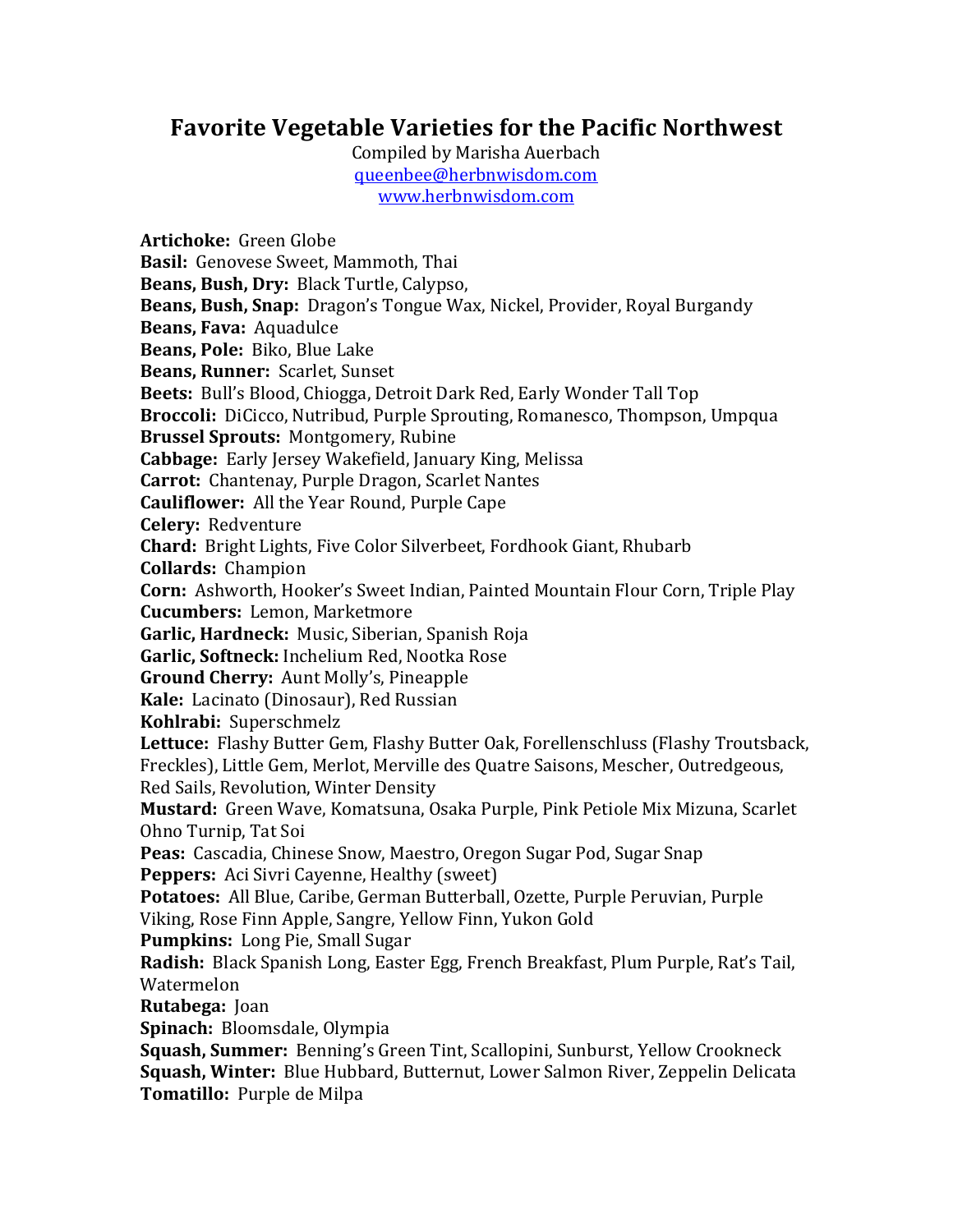# Favorite Vegetable Varieties for the Pacific Northwest

Compiled by Marisha Auerbach
queenbee@herbnwisdom.com
www.herbnwisdom.com

**Artichoke:** Green Globe
**Basil:** Genovese Sweet, Mammoth, Thai
**Beans, Bush, Dry:** Black Turtle, Calypso,
**Beans, Bush, Snap:** Dragon's Tongue Wax, Nickel, Provider, Royal Burgandy
**Beans, Fava:** Aquadulce
**Beans, Pole:** Biko, Blue Lake
**Beans, Runner:** Scarlet, Sunset
**Beets:** Bull's Blood, Chiogga, Detroit Dark Red, Early Wonder Tall Top
**Broccoli:** DiCicco, Nutribud, Purple Sprouting, Romanesco, Thompson, Umpqua
**Brussel Sprouts:** Montgomery, Rubine
**Cabbage:** Early Jersey Wakefield, January King, Melissa
**Carrot:** Chantenay, Purple Dragon, Scarlet Nantes
**Cauliflower:** All the Year Round, Purple Cape
**Celery:** Redventure
**Chard:** Bright Lights, Five Color Silverbeet, Fordhook Giant, Rhubarb
**Collards:** Champion
**Corn:** Ashworth, Hooker's Sweet Indian, Painted Mountain Flour Corn, Triple Play
**Cucumbers:** Lemon, Marketmore
**Garlic, Hardneck:** Music, Siberian, Spanish Roja
**Garlic, Softneck:** Inchelium Red, Nootka Rose
**Ground Cherry:** Aunt Molly's, Pineapple
**Kale:** Lacinato (Dinosaur), Red Russian
**Kohlrabi:** Superschmelz
**Lettuce:** Flashy Butter Gem, Flashy Butter Oak, Forellenschluss (Flashy Troutsback, Freckles), Little Gem, Merlot, Merville des Quatre Saisons, Mescher, Outredgeous, Red Sails, Revolution, Winter Density
**Mustard:** Green Wave, Komatsuna, Osaka Purple, Pink Petiole Mix Mizuna, Scarlet Ohno Turnip, Tat Soi
**Peas:** Cascadia, Chinese Snow, Maestro, Oregon Sugar Pod, Sugar Snap
**Peppers:** Aci Sivri Cayenne, Healthy (sweet)
**Potatoes:** All Blue, Caribe, German Butterball, Ozette, Purple Peruvian, Purple Viking, Rose Finn Apple, Sangre, Yellow Finn, Yukon Gold
**Pumpkins:** Long Pie, Small Sugar
**Radish:** Black Spanish Long, Easter Egg, French Breakfast, Plum Purple, Rat's Tail, Watermelon
**Rutabega:** Joan
**Spinach:** Bloomsdale, Olympia
**Squash, Summer:** Benning's Green Tint, Scallopini, Sunburst, Yellow Crookneck
**Squash, Winter:** Blue Hubbard, Butternut, Lower Salmon River, Zeppelin Delicata
**Tomatillo:** Purple de Milpa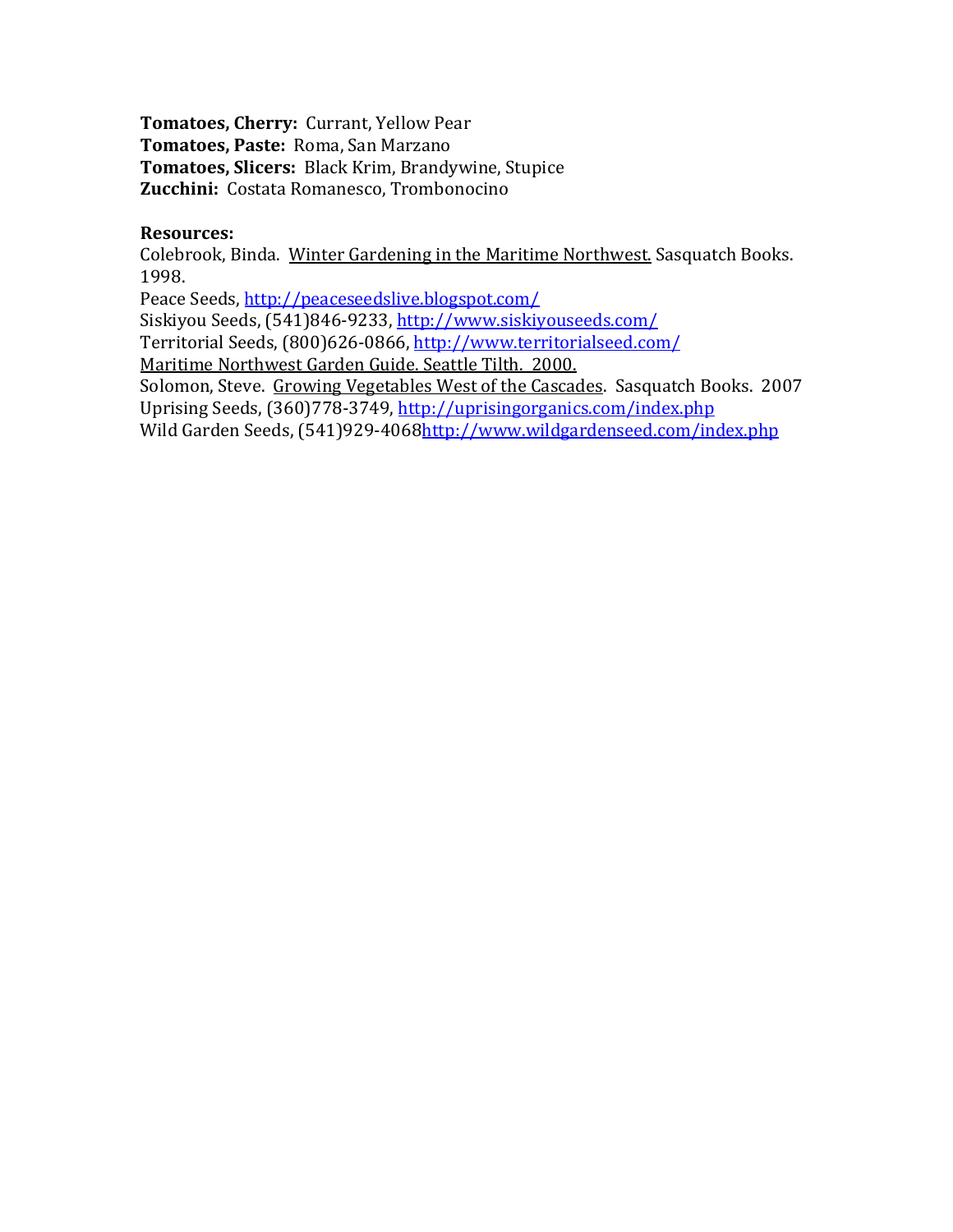**Tomatoes, Cherry:** Currant, Yellow Pear
**Tomatoes, Paste:** Roma, San Marzano
**Tomatoes, Slicers:** Black Krim, Brandywine, Stupice
**Zucchini:** Costata Romanesco, Trombonocino

**Resources:**
Colebrook, Binda. Winter Gardening in the Maritime Northwest. Sasquatch Books. 1998.
Peace Seeds, http://peaceseedslive.blogspot.com/
Siskiyou Seeds, (541)846-9233, http://www.siskiyouseeds.com/
Territorial Seeds, (800)626-0866, http://www.territorialseed.com/
Maritime Northwest Garden Guide. Seattle Tilth. 2000.
Solomon, Steve. Growing Vegetables West of the Cascades. Sasquatch Books. 2007
Uprising Seeds, (360)778-3749, http://uprisingorganics.com/index.php
Wild Garden Seeds, (541)929-4068http://www.wildgardenseed.com/index.php